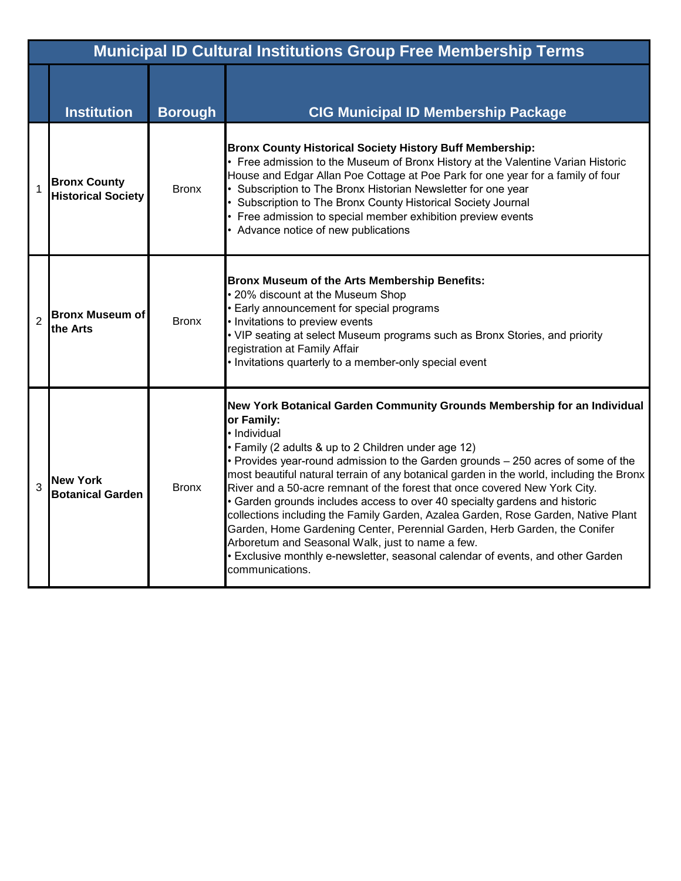# Municipal ID Cultural Institutions Group Free Membership Terms

| | Institution | Borough | CIG Municipal ID Membership Package |
|---|---|---|---|
| 1 | **Bronx County Historical Society** | Bronx | **Bronx County Historical Society History Buff Membership:**<br>• Free admission to the Museum of Bronx History at the Valentine Varian Historic House and Edgar Allan Poe Cottage at Poe Park for one year for a family of four<br>• Subscription to The Bronx Historian Newsletter for one year<br>• Subscription to The Bronx County Historical Society Journal<br>• Free admission to special member exhibition preview events<br>• Advance notice of new publications |
| 2 | **Bronx Museum of the Arts** | Bronx | **Bronx Museum of the Arts Membership Benefits:**<br>• 20% discount at the Museum Shop<br>• Early announcement for special programs<br>• Invitations to preview events<br>• VIP seating at select Museum programs such as Bronx Stories, and priority registration at Family Affair<br>• Invitations quarterly to a member-only special event |
| 3 | **New York Botanical Garden** | Bronx | **New York Botanical Garden Community Grounds Membership for an Individual or Family:**<br>• Individual<br>• Family (2 adults & up to 2 Children under age 12)<br>• Provides year-round admission to the Garden grounds – 250 acres of some of the most beautiful natural terrain of any botanical garden in the world, including the Bronx River and a 50-acre remnant of the forest that once covered New York City.<br>• Garden grounds includes access to over 40 specialty gardens and historic collections including the Family Garden, Azalea Garden, Rose Garden, Native Plant Garden, Home Gardening Center, Perennial Garden, Herb Garden, the Conifer Arboretum and Seasonal Walk, just to name a few.<br>• Exclusive monthly e-newsletter, seasonal calendar of events, and other Garden communications. |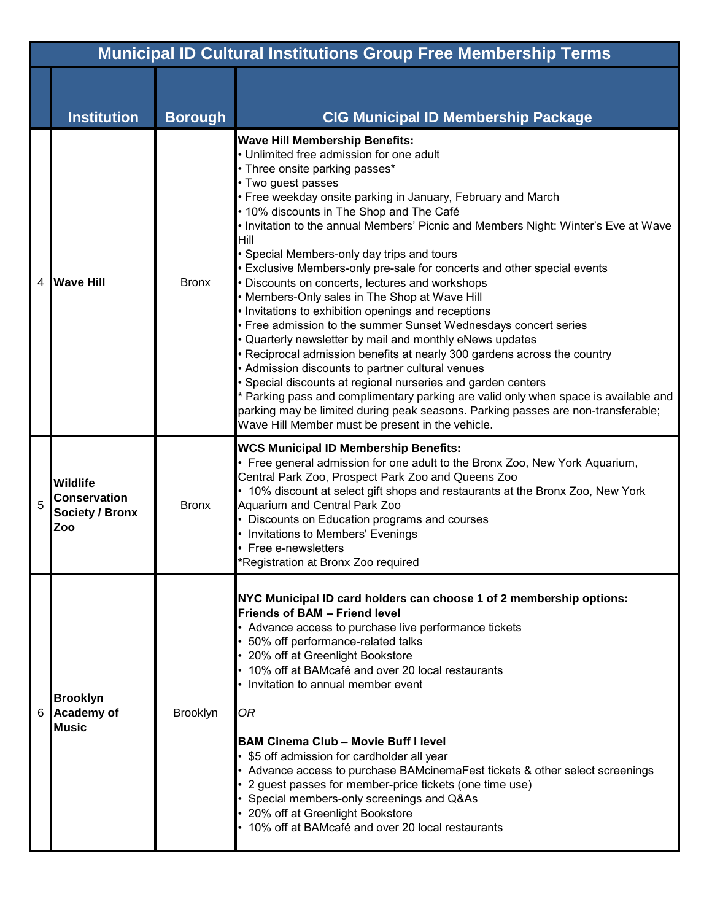| | Municipal ID Cultural Institutions Group Free Membership Terms | | |
|---|---|---|---|
| | **Institution** | **Borough** | **CIG Municipal ID Membership Package** |
| 4 | **Wave Hill** | Bronx | **Wave Hill Membership Benefits:**<br>• Unlimited free admission for one adult<br>• Three onsite parking passes*<br>• Two guest passes<br>• Free weekday onsite parking in January, February and March<br>• 10% discounts in The Shop and The Café<br>• Invitation to the annual Members' Picnic and Members Night: Winter's Eve at Wave Hill<br>• Special Members-only day trips and tours<br>• Exclusive Members-only pre-sale for concerts and other special events<br>• Discounts on concerts, lectures and workshops<br>• Members-Only sales in The Shop at Wave Hill<br>• Invitations to exhibition openings and receptions<br>• Free admission to the summer Sunset Wednesdays concert series<br>• Quarterly newsletter by mail and monthly eNews updates<br>• Reciprocal admission benefits at nearly 300 gardens across the country<br>• Admission discounts to partner cultural venues<br>• Special discounts at regional nurseries and garden centers<br>* Parking pass and complimentary parking are valid only when space is available and parking may be limited during peak seasons. Parking passes are non-transferable; Wave Hill Member must be present in the vehicle. |
| 5 | **Wildlife Conservation Society / Bronx Zoo** | Bronx | **WCS Municipal ID Membership Benefits:**<br>• Free general admission for one adult to the Bronx Zoo, New York Aquarium, Central Park Zoo, Prospect Park Zoo and Queens Zoo<br>• 10% discount at select gift shops and restaurants at the Bronx Zoo, New York Aquarium and Central Park Zoo<br>• Discounts on Education programs and courses<br>• Invitations to Members' Evenings<br>• Free e-newsletters<br>*Registration at Bronx Zoo required |
| 6 | **Brooklyn Academy of Music** | Brooklyn | **NYC Municipal ID card holders can choose 1 of 2 membership options:**<br>**Friends of BAM – Friend level**<br>• Advance access to purchase live performance tickets<br>• 50% off performance-related talks<br>• 20% off at Greenlight Bookstore<br>• 10% off at BAMcafé and over 20 local restaurants<br>• Invitation to annual member event<br><br>*OR*<br><br>**BAM Cinema Club – Movie Buff I level**<br>• $5 off admission for cardholder all year<br>• Advance access to purchase BAMcinemaFest tickets & other select screenings<br>• 2 guest passes for member-price tickets (one time use)<br>• Special members-only screenings and Q&As<br>• 20% off at Greenlight Bookstore<br>• 10% off at BAMcafé and over 20 local restaurants |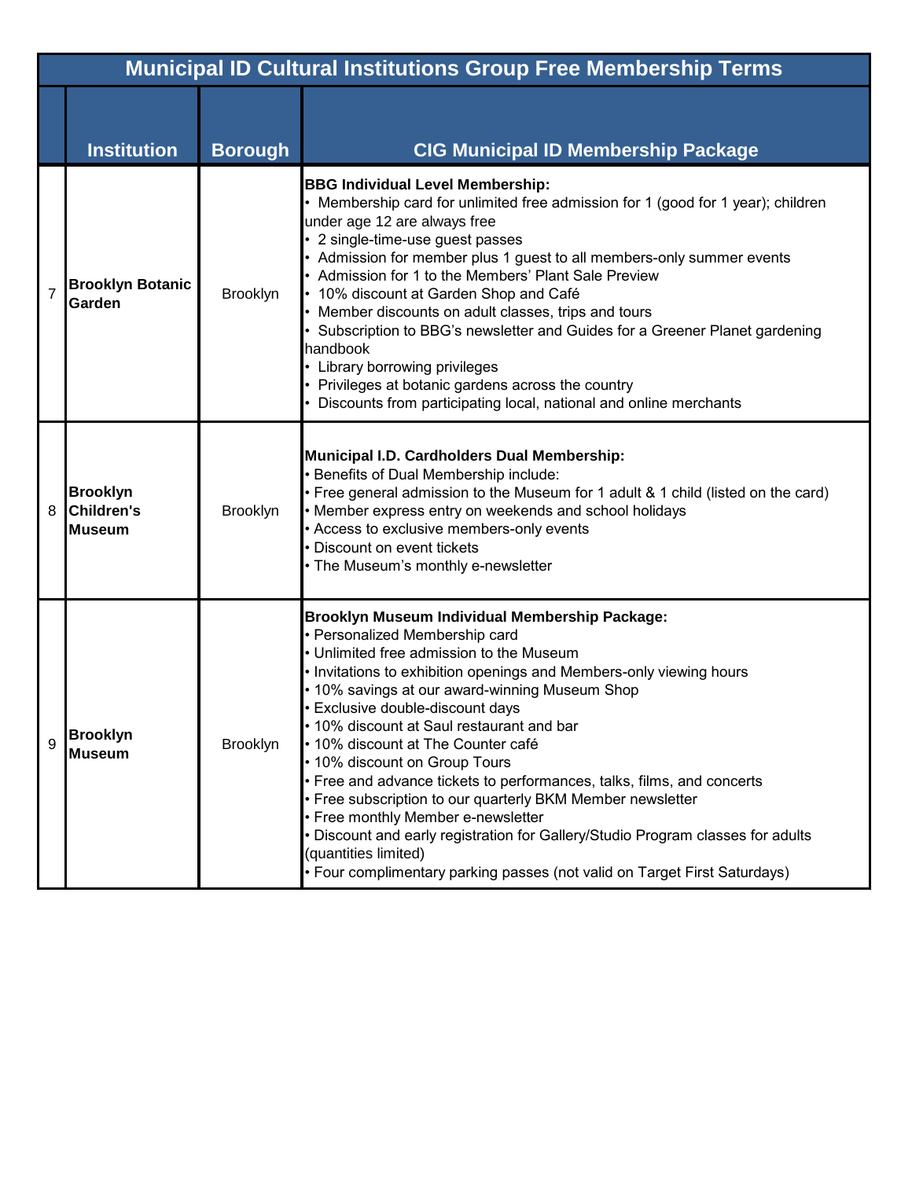| | Municipal ID Cultural Institutions Group Free Membership Terms | | |
|---|---|---|---|
| | **Institution** | **Borough** | **CIG Municipal ID Membership Package** |
| 7 | **Brooklyn Botanic Garden** | Brooklyn | **BBG Individual Level Membership:**<br>• Membership card for unlimited free admission for 1 (good for 1 year); children under age 12 are always free<br>• 2 single-time-use guest passes<br>• Admission for member plus 1 guest to all members-only summer events<br>• Admission for 1 to the Members' Plant Sale Preview<br>• 10% discount at Garden Shop and Café<br>• Member discounts on adult classes, trips and tours<br>• Subscription to BBG's newsletter and Guides for a Greener Planet gardening handbook<br>• Library borrowing privileges<br>• Privileges at botanic gardens across the country<br>• Discounts from participating local, national and online merchants |
| 8 | **Brooklyn Children's Museum** | Brooklyn | **Municipal I.D. Cardholders Dual Membership:**<br>• Benefits of Dual Membership include:<br>• Free general admission to the Museum for 1 adult & 1 child (listed on the card)<br>• Member express entry on weekends and school holidays<br>• Access to exclusive members-only events<br>• Discount on event tickets<br>• The Museum's monthly e-newsletter |
| 9 | **Brooklyn Museum** | Brooklyn | **Brooklyn Museum Individual Membership Package:**<br>• Personalized Membership card<br>• Unlimited free admission to the Museum<br>• Invitations to exhibition openings and Members-only viewing hours<br>• 10% savings at our award-winning Museum Shop<br>• Exclusive double-discount days<br>• 10% discount at Saul restaurant and bar<br>• 10% discount at The Counter café<br>• 10% discount on Group Tours<br>• Free and advance tickets to performances, talks, films, and concerts<br>• Free subscription to our quarterly BKM Member newsletter<br>• Free monthly Member e-newsletter<br>• Discount and early registration for Gallery/Studio Program classes for adults (quantities limited)<br>• Four complimentary parking passes (not valid on Target First Saturdays) |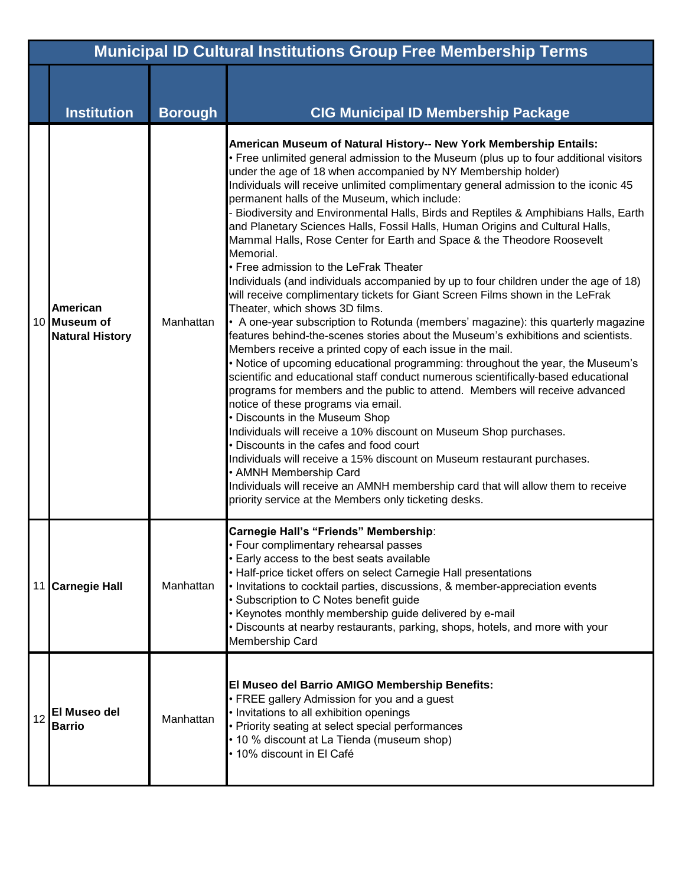| | Municipal ID Cultural Institutions Group Free Membership Terms | | |
|---|---|---|---|
| | **Institution** | **Borough** | **CIG Municipal ID Membership Package** |
| 10 | **American Museum of Natural History** | Manhattan | **American Museum of Natural History-- New York Membership Entails:**<br>• Free unlimited general admission to the Museum (plus up to four additional visitors under the age of 18 when accompanied by NY Membership holder)<br>Individuals will receive unlimited complimentary general admission to the iconic 45 permanent halls of the Museum, which include:<br>- Biodiversity and Environmental Halls, Birds and Reptiles & Amphibians Halls, Earth and Planetary Sciences Halls, Fossil Halls, Human Origins and Cultural Halls, Mammal Halls, Rose Center for Earth and Space & the Theodore Roosevelt Memorial.<br>• Free admission to the LeFrak Theater<br>Individuals (and individuals accompanied by up to four children under the age of 18) will receive complimentary tickets for Giant Screen Films shown in the LeFrak Theater, which shows 3D films.<br>• A one-year subscription to Rotunda (members' magazine): this quarterly magazine features behind-the-scenes stories about the Museum's exhibitions and scientists. Members receive a printed copy of each issue in the mail.<br>• Notice of upcoming educational programming: throughout the year, the Museum's scientific and educational staff conduct numerous scientifically-based educational programs for members and the public to attend. Members will receive advanced notice of these programs via email.<br>• Discounts in the Museum Shop<br>Individuals will receive a 10% discount on Museum Shop purchases.<br>• Discounts in the cafes and food court<br>Individuals will receive a 15% discount on Museum restaurant purchases.<br>• AMNH Membership Card<br>Individuals will receive an AMNH membership card that will allow them to receive priority service at the Members only ticketing desks. |
| 11 | **Carnegie Hall** | Manhattan | **Carnegie Hall's "Friends" Membership**:<br>• Four complimentary rehearsal passes<br>• Early access to the best seats available<br>• Half-price ticket offers on select Carnegie Hall presentations<br>• Invitations to cocktail parties, discussions, & member-appreciation events<br>• Subscription to C Notes benefit guide<br>• Keynotes monthly membership guide delivered by e-mail<br>• Discounts at nearby restaurants, parking, shops, hotels, and more with your Membership Card |
| 12 | **El Museo del Barrio** | Manhattan | **El Museo del Barrio AMIGO Membership Benefits:**<br>• FREE gallery Admission for you and a guest<br>• Invitations to all exhibition openings<br>• Priority seating at select special performances<br>• 10 % discount at La Tienda (museum shop)<br>• 10% discount in El Café |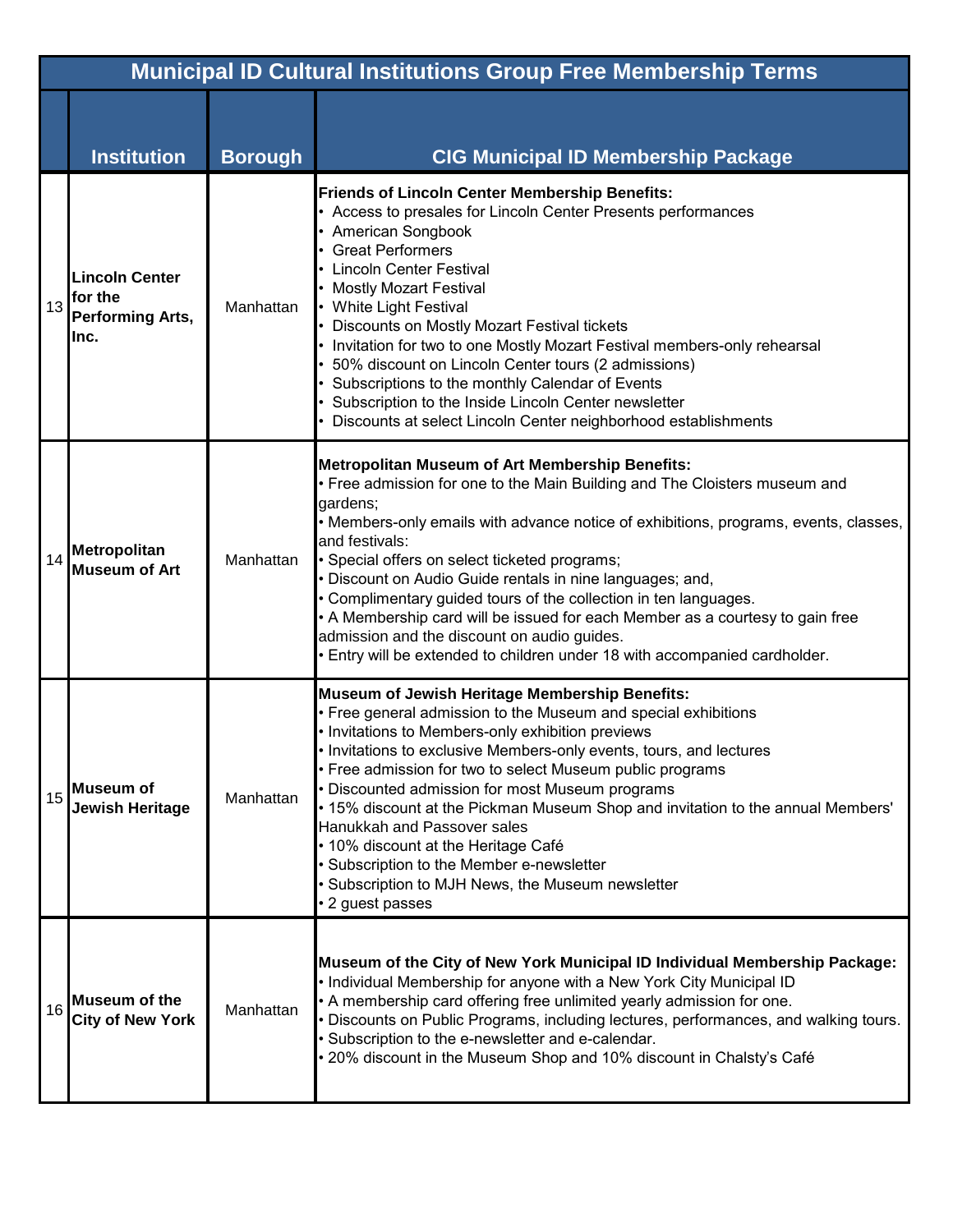| | Municipal ID Cultural Institutions Group Free Membership Terms | | |
|---|---|---|---|
| | **Institution** | **Borough** | **CIG Municipal ID Membership Package** |
| 13 | **Lincoln Center for the Performing Arts, Inc.** | Manhattan | **Friends of Lincoln Center Membership Benefits:**<br>• Access to presales for Lincoln Center Presents performances<br>• American Songbook<br>• Great Performers<br>• Lincoln Center Festival<br>• Mostly Mozart Festival<br>• White Light Festival<br>• Discounts on Mostly Mozart Festival tickets<br>• Invitation for two to one Mostly Mozart Festival members-only rehearsal<br>• 50% discount on Lincoln Center tours (2 admissions)<br>• Subscriptions to the monthly Calendar of Events<br>• Subscription to the Inside Lincoln Center newsletter<br>• Discounts at select Lincoln Center neighborhood establishments |
| 14 | **Metropolitan Museum of Art** | Manhattan | **Metropolitan Museum of Art Membership Benefits:**<br>• Free admission for one to the Main Building and The Cloisters museum and gardens;<br>• Members-only emails with advance notice of exhibitions, programs, events, classes, and festivals:<br>• Special offers on select ticketed programs;<br>• Discount on Audio Guide rentals in nine languages; and,<br>• Complimentary guided tours of the collection in ten languages.<br>• A Membership card will be issued for each Member as a courtesy to gain free admission and the discount on audio guides.<br>• Entry will be extended to children under 18 with accompanied cardholder. |
| 15 | **Museum of Jewish Heritage** | Manhattan | **Museum of Jewish Heritage Membership Benefits:**<br>• Free general admission to the Museum and special exhibitions<br>• Invitations to Members-only exhibition previews<br>• Invitations to exclusive Members-only events, tours, and lectures<br>• Free admission for two to select Museum public programs<br>• Discounted admission for most Museum programs<br>• 15% discount at the Pickman Museum Shop and invitation to the annual Members' Hanukkah and Passover sales<br>• 10% discount at the Heritage Café<br>• Subscription to the Member e-newsletter<br>• Subscription to MJH News, the Museum newsletter<br>• 2 guest passes |
| 16 | **Museum of the City of New York** | Manhattan | **Museum of the City of New York Municipal ID Individual Membership Package:**<br>• Individual Membership for anyone with a New York City Municipal ID<br>• A membership card offering free unlimited yearly admission for one.<br>• Discounts on Public Programs, including lectures, performances, and walking tours.<br>• Subscription to the e-newsletter and e-calendar.<br>• 20% discount in the Museum Shop and 10% discount in Chalsty's Café |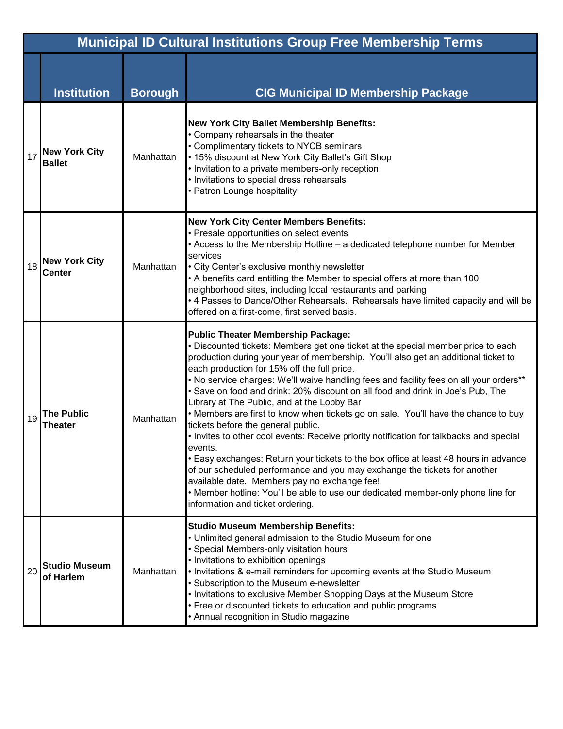| | Institution | Borough | CIG Municipal ID Membership Package |
|---|---|---|---|
| | **Municipal ID Cultural Institutions Group Free Membership Terms** | | |
| 17 | **New York City Ballet** | Manhattan | **New York City Ballet Membership Benefits:**<br>• Company rehearsals in the theater<br>• Complimentary tickets to NYCB seminars<br>• 15% discount at New York City Ballet's Gift Shop<br>• Invitation to a private members-only reception<br>• Invitations to special dress rehearsals<br>• Patron Lounge hospitality |
| 18 | **New York City Center** | Manhattan | **New York City Center Members Benefits:**<br>• Presale opportunities on select events<br>• Access to the Membership Hotline – a dedicated telephone number for Member services<br>• City Center's exclusive monthly newsletter<br>• A benefits card entitling the Member to special offers at more than 100 neighborhood sites, including local restaurants and parking<br>• 4 Passes to Dance/Other Rehearsals. Rehearsals have limited capacity and will be offered on a first-come, first served basis. |
| 19 | **The Public Theater** | Manhattan | **Public Theater Membership Package:**<br>• Discounted tickets: Members get one ticket at the special member price to each production during your year of membership. You'll also get an additional ticket to each production for 15% off the full price.<br>• No service charges: We'll waive handling fees and facility fees on all your orders**<br>• Save on food and drink: 20% discount on all food and drink in Joe's Pub, The Library at The Public, and at the Lobby Bar<br>• Members are first to know when tickets go on sale. You'll have the chance to buy tickets before the general public.<br>• Invites to other cool events: Receive priority notification for talkbacks and special events.<br>• Easy exchanges: Return your tickets to the box office at least 48 hours in advance of our scheduled performance and you may exchange the tickets for another available date. Members pay no exchange fee!<br>• Member hotline: You'll be able to use our dedicated member-only phone line for information and ticket ordering. |
| 20 | **Studio Museum of Harlem** | Manhattan | **Studio Museum Membership Benefits:**<br>• Unlimited general admission to the Studio Museum for one<br>• Special Members-only visitation hours<br>• Invitations to exhibition openings<br>• Invitations & e-mail reminders for upcoming events at the Studio Museum<br>• Subscription to the Museum e-newsletter<br>• Invitations to exclusive Member Shopping Days at the Museum Store<br>• Free or discounted tickets to education and public programs<br>• Annual recognition in Studio magazine |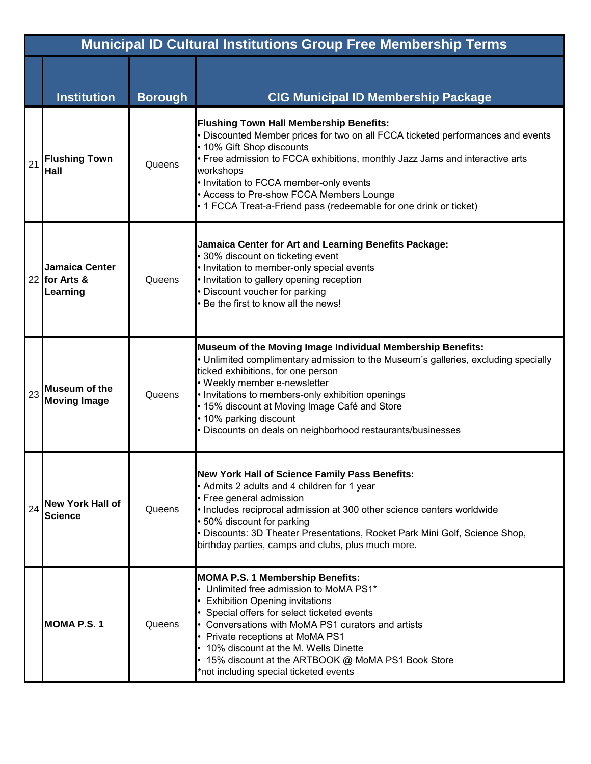| Municipal ID Cultural Institutions Group Free Membership Terms | | | |
|---|---|---|---|
| | **Institution** | **Borough** | **CIG Municipal ID Membership Package** |
| 21 | **Flushing Town Hall** | Queens | **Flushing Town Hall Membership Benefits:**<br>• Discounted Member prices for two on all FCCA ticketed performances and events<br>• 10% Gift Shop discounts<br>• Free admission to FCCA exhibitions, monthly Jazz Jams and interactive arts workshops<br>• Invitation to FCCA member-only events<br>• Access to Pre-show FCCA Members Lounge<br>• 1 FCCA Treat-a-Friend pass (redeemable for one drink or ticket) |
| 22 | **Jamaica Center for Arts & Learning** | Queens | **Jamaica Center for Art and Learning Benefits Package:**<br>• 30% discount on ticketing event<br>• Invitation to member-only special events<br>• Invitation to gallery opening reception<br>• Discount voucher for parking<br>• Be the first to know all the news! |
| 23 | **Museum of the Moving Image** | Queens | **Museum of the Moving Image Individual Membership Benefits:**<br>• Unlimited complimentary admission to the Museum's galleries, excluding specially ticked exhibitions, for one person<br>• Weekly member e-newsletter<br>• Invitations to members-only exhibition openings<br>• 15% discount at Moving Image Café and Store<br>• 10% parking discount<br>• Discounts on deals on neighborhood restaurants/businesses |
| 24 | **New York Hall of Science** | Queens | **New York Hall of Science Family Pass Benefits:**<br>• Admits 2 adults and 4 children for 1 year<br>• Free general admission<br>• Includes reciprocal admission at 300 other science centers worldwide<br>• 50% discount for parking<br>• Discounts: 3D Theater Presentations, Rocket Park Mini Golf, Science Shop, birthday parties, camps and clubs, plus much more. |
| | **MOMA P.S. 1** | Queens | **MOMA P.S. 1 Membership Benefits:**<br>• Unlimited free admission to MoMA PS1*<br>• Exhibition Opening invitations<br>• Special offers for select ticketed events<br>• Conversations with MoMA PS1 curators and artists<br>• Private receptions at MoMA PS1<br>• 10% discount at the M. Wells Dinette<br>• 15% discount at the ARTBOOK @ MoMA PS1 Book Store<br>*not including special ticketed events |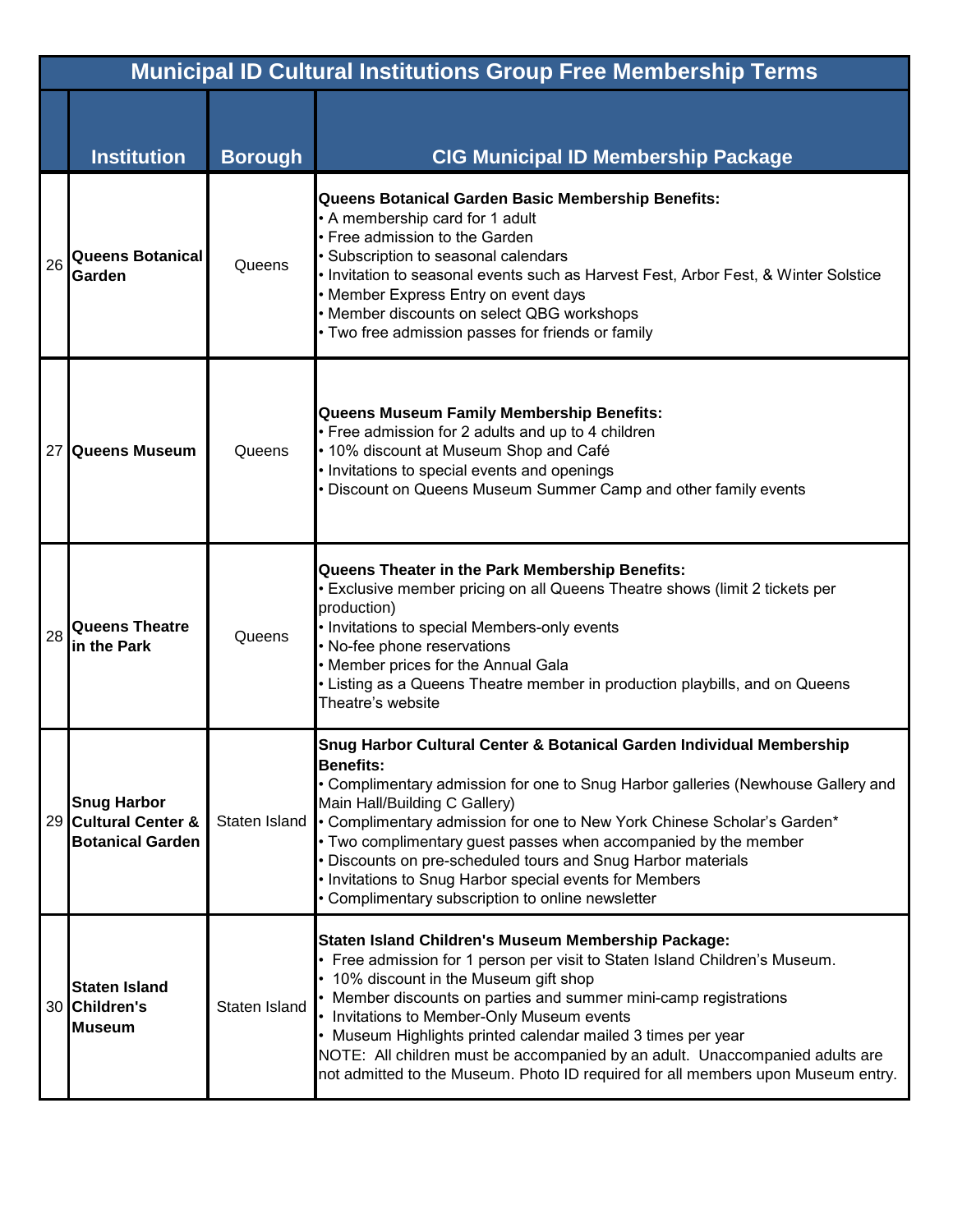| | Institution | Borough | CIG Municipal ID Membership Package |
|---|---|---|---|
| **Municipal ID Cultural Institutions Group Free Membership Terms** | | | |
| 26 | **Queens Botanical Garden** | Queens | **Queens Botanical Garden Basic Membership Benefits:**<br>• A membership card for 1 adult<br>• Free admission to the Garden<br>• Subscription to seasonal calendars<br>• Invitation to seasonal events such as Harvest Fest, Arbor Fest, & Winter Solstice<br>• Member Express Entry on event days<br>• Member discounts on select QBG workshops<br>• Two free admission passes for friends or family |
| 27 | **Queens Museum** | Queens | **Queens Museum Family Membership Benefits:**<br>• Free admission for 2 adults and up to 4 children<br>• 10% discount at Museum Shop and Café<br>• Invitations to special events and openings<br>• Discount on Queens Museum Summer Camp and other family events |
| 28 | **Queens Theatre in the Park** | Queens | **Queens Theater in the Park Membership Benefits:**<br>• Exclusive member pricing on all Queens Theatre shows (limit 2 tickets per production)<br>• Invitations to special Members-only events<br>• No-fee phone reservations<br>• Member prices for the Annual Gala<br>• Listing as a Queens Theatre member in production playbills, and on Queens Theatre's website |
| 29 | **Snug Harbor Cultural Center & Botanical Garden** | Staten Island | **Snug Harbor Cultural Center & Botanical Garden Individual Membership Benefits:**<br>• Complimentary admission for one to Snug Harbor galleries (Newhouse Gallery and Main Hall/Building C Gallery)<br>• Complimentary admission for one to New York Chinese Scholar's Garden*<br>• Two complimentary guest passes when accompanied by the member<br>• Discounts on pre-scheduled tours and Snug Harbor materials<br>• Invitations to Snug Harbor special events for Members<br>• Complimentary subscription to online newsletter |
| 30 | **Staten Island Children's Museum** | Staten Island | **Staten Island Children's Museum Membership Package:**<br>• Free admission for 1 person per visit to Staten Island Children's Museum.<br>• 10% discount in the Museum gift shop<br>• Member discounts on parties and summer mini-camp registrations<br>• Invitations to Member-Only Museum events<br>• Museum Highlights printed calendar mailed 3 times per year<br>NOTE: All children must be accompanied by an adult. Unaccompanied adults are not admitted to the Museum. Photo ID required for all members upon Museum entry. |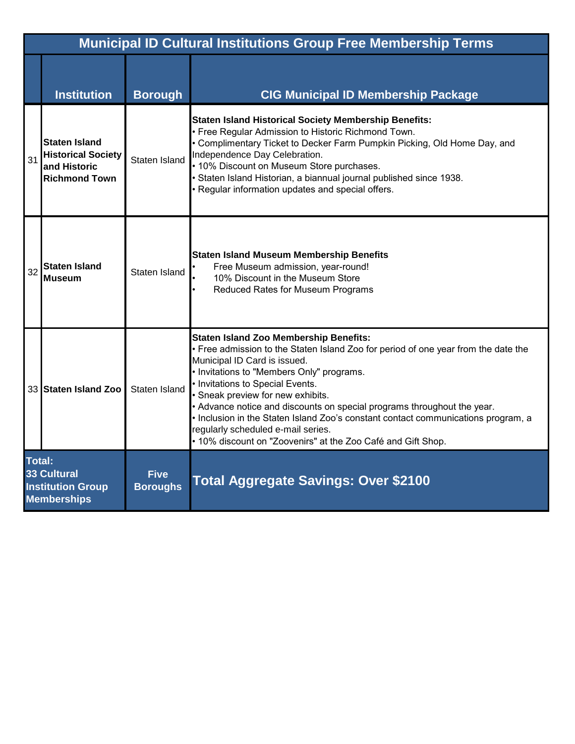| | Institution | Borough | CIG Municipal ID Membership Package |
|---|---|---|---|
| | **Municipal ID Cultural Institutions Group Free Membership Terms** | | |
| 31 | **Staten Island Historical Society and Historic Richmond Town** | Staten Island | **Staten Island Historical Society Membership Benefits:**<br>• Free Regular Admission to Historic Richmond Town.<br>• Complimentary Ticket to Decker Farm Pumpkin Picking, Old Home Day, and Independence Day Celebration.<br>• 10% Discount on Museum Store purchases.<br>• Staten Island Historian, a biannual journal published since 1938.<br>• Regular information updates and special offers. |
| 32 | **Staten Island Museum** | Staten Island | **Staten Island Museum Membership Benefits**<br>• Free Museum admission, year-round!<br>• 10% Discount in the Museum Store<br>• Reduced Rates for Museum Programs |
| 33 | **Staten Island Zoo** | Staten Island | **Staten Island Zoo Membership Benefits:**<br>• Free admission to the Staten Island Zoo for period of one year from the date the Municipal ID Card is issued.<br>• Invitations to "Members Only" programs.<br>• Invitations to Special Events.<br>• Sneak preview for new exhibits.<br>• Advance notice and discounts on special programs throughout the year.<br>• Inclusion in the Staten Island Zoo's constant contact communications program, a regularly scheduled e-mail series.<br>• 10% discount on "Zoovenirs" at the Zoo Café and Gift Shop. |
| **Total: 33 Cultural Institution Group Memberships** | | **Five Boroughs** | **Total Aggregate Savings: Over $2100** |